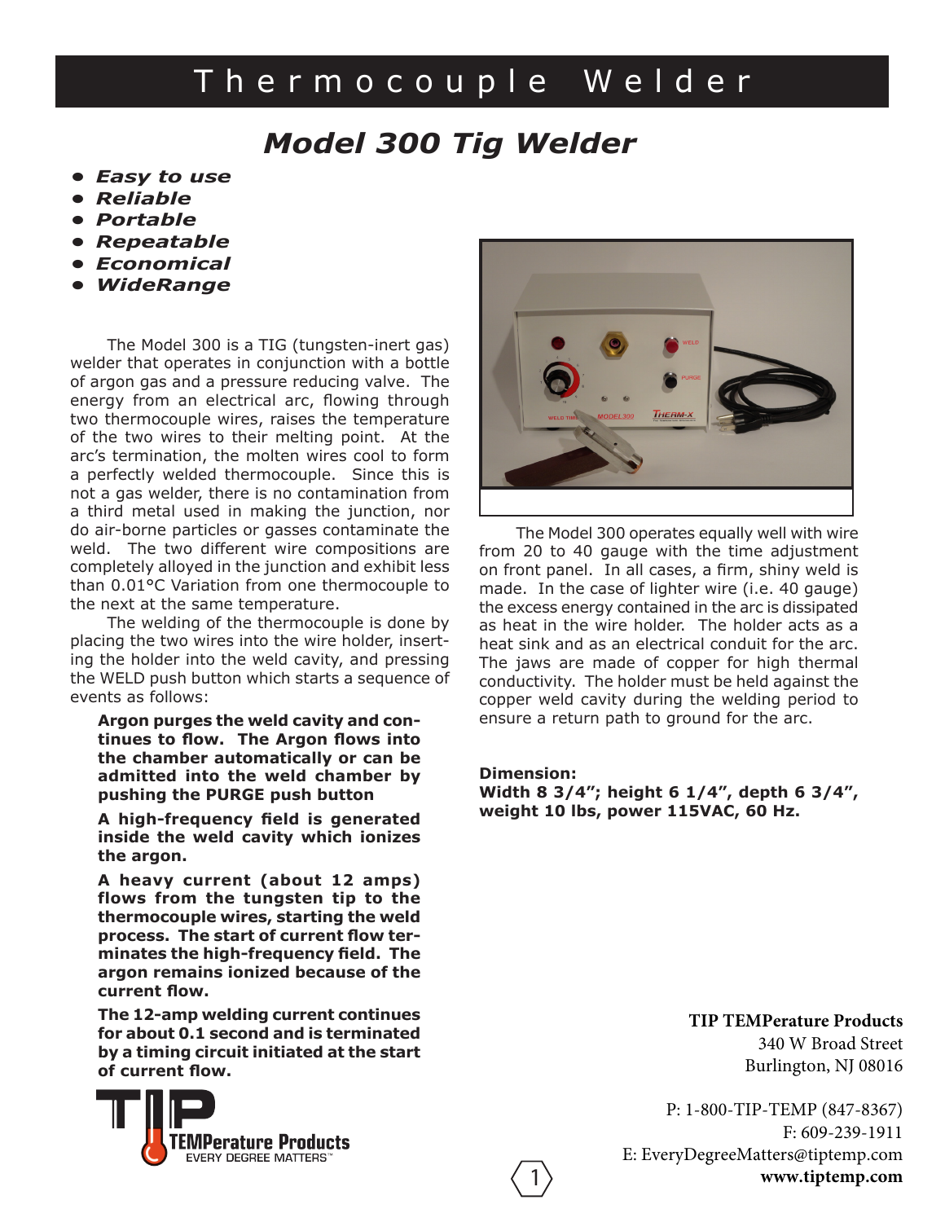# Thermocouple Welder

## *Model 300 Tig Welder*

- ***Easy to use***
- ***Reliable***
- ***Portable***
- ***Repeatable***
- ***Economical***
- ***WideRange***

The Model 300 is a TIG (tungsten-inert gas) welder that operates in conjunction with a bottle of argon gas and a pressure reducing valve. The energy from an electrical arc, flowing through two thermocouple wires, raises the temperature of the two wires to their melting point. At the arc's termination, the molten wires cool to form a perfectly welded thermocouple. Since this is not a gas welder, there is no contamination from a third metal used in making the junction, nor do air-borne particles or gasses contaminate the weld. The two different wire compositions are completely alloyed in the junction and exhibit less than 0.01°C Variation from one thermocouple to the next at the same temperature.

The welding of the thermocouple is done by placing the two wires into the wire holder, inserting the holder into the weld cavity, and pressing the WELD push button which starts a sequence of events as follows:

**Argon purges the weld cavity and continues to flow. The Argon flows into the chamber automatically or can be admitted into the weld chamber by pushing the PURGE push button**

**A high-frequency field is generated inside the weld cavity which ionizes the argon.**

**A heavy current (about 12 amps) flows from the tungsten tip to the thermocouple wires, starting the weld process. The start of current flow terminates the high-frequency field. The argon remains ionized because of the current flow.**

**The 12-amp welding current continues for about 0.1 second and is terminated by a timing circuit initiated at the start of current flow.**

The Model 300 operates equally well with wire from 20 to 40 gauge with the time adjustment on front panel. In all cases, a firm, shiny weld is made. In the case of lighter wire (i.e. 40 gauge) the excess energy contained in the arc is dissipated as heat in the wire holder. The holder acts as a heat sink and as an electrical conduit for the arc. The jaws are made of copper for high thermal conductivity. The holder must be held against the copper weld cavity during the welding period to ensure a return path to ground for the arc.

**Dimension:**
**Width 8 3/4"; height 6 1/4", depth 6 3/4", weight 10 lbs, power 115VAC, 60 Hz.**

TEMPerature Products
EVERY DEGREE MATTERS™

**TIP TEMPerature Products**
340 W Broad Street
Burlington, NJ 08016

P: 1-800-TIP-TEMP (847-8367)
F: 609-239-1911
E: EveryDegreeMatters@tiptemp.com
**www.tiptemp.com**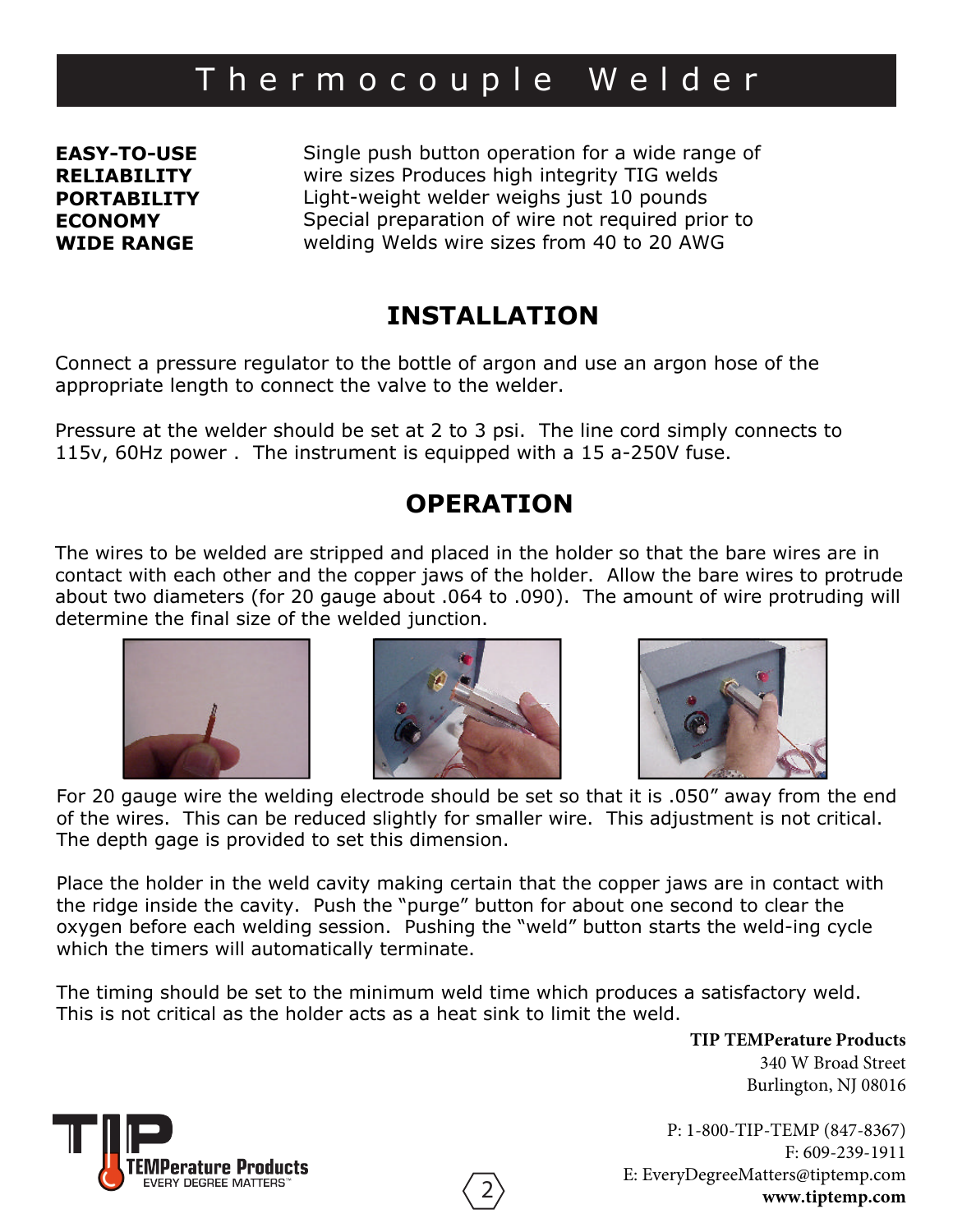# Thermocouple Welder

| | |
|---|---|
| **EASY-TO-USE** | Single push button operation for a wide range of |
| **RELIABILITY** | wire sizes Produces high integrity TIG welds |
| **PORTABILITY** | Light-weight welder weighs just 10 pounds |
| **ECONOMY** | Special preparation of wire not required prior to |
| **WIDE RANGE** | welding Welds wire sizes from 40 to 20 AWG |

## INSTALLATION

Connect a pressure regulator to the bottle of argon and use an argon hose of the appropriate length to connect the valve to the welder.

Pressure at the welder should be set at 2 to 3 psi. The line cord simply connects to 115v, 60Hz power . The instrument is equipped with a 15 a-250V fuse.

## OPERATION

The wires to be welded are stripped and placed in the holder so that the bare wires are in contact with each other and the copper jaws of the holder. Allow the bare wires to protrude about two diameters (for 20 gauge about .064 to .090). The amount of wire protruding will determine the final size of the welded junction.

For 20 gauge wire the welding electrode should be set so that it is .050" away from the end of the wires. This can be reduced slightly for smaller wire. This adjustment is not critical. The depth gage is provided to set this dimension.

Place the holder in the weld cavity making certain that the copper jaws are in contact with the ridge inside the cavity. Push the "purge" button for about one second to clear the oxygen before each welding session. Pushing the "weld" button starts the weld-ing cycle which the timers will automatically terminate.

The timing should be set to the minimum weld time which produces a satisfactory weld. This is not critical as the holder acts as a heat sink to limit the weld.

**TIP TEMPerature Products**
340 W Broad Street
Burlington, NJ 08016

P: 1-800-TIP-TEMP (847-8367)
F: 609-239-1911
E: EveryDegreeMatters@tiptemp.com
**www.tiptemp.com**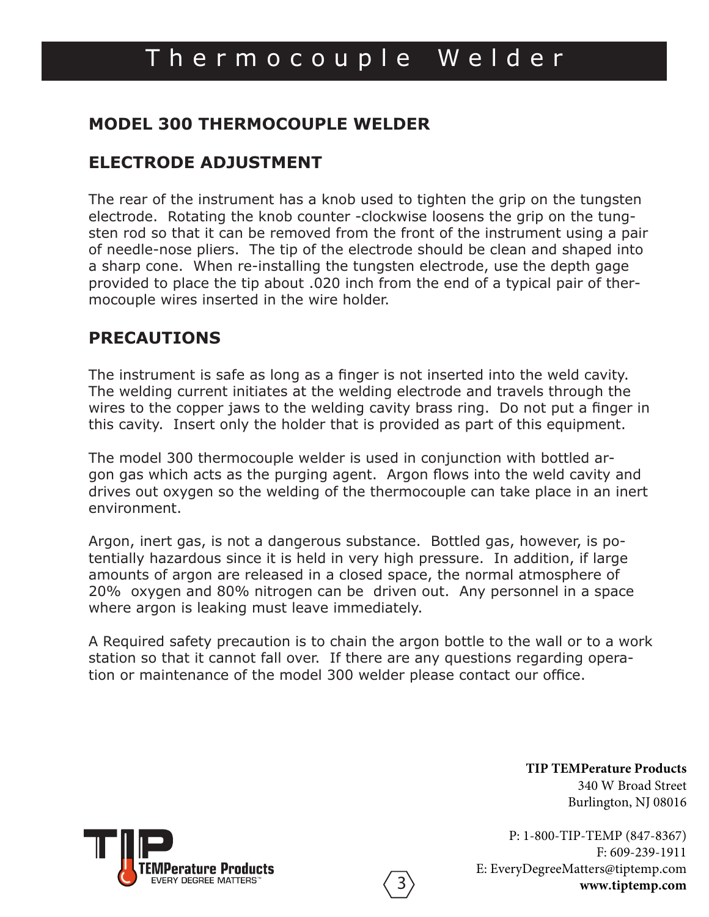# Thermocouple Welder

## MODEL 300 THERMOCOUPLE WELDER

## ELECTRODE ADJUSTMENT

The rear of the instrument has a knob used to tighten the grip on the tungsten electrode. Rotating the knob counter -clockwise loosens the grip on the tungsten rod so that it can be removed from the front of the instrument using a pair of needle-nose pliers. The tip of the electrode should be clean and shaped into a sharp cone. When re-installing the tungsten electrode, use the depth gage provided to place the tip about .020 inch from the end of a typical pair of thermocouple wires inserted in the wire holder.

## PRECAUTIONS

The instrument is safe as long as a finger is not inserted into the weld cavity. The welding current initiates at the welding electrode and travels through the wires to the copper jaws to the welding cavity brass ring. Do not put a finger in this cavity. Insert only the holder that is provided as part of this equipment.

The model 300 thermocouple welder is used in conjunction with bottled argon gas which acts as the purging agent. Argon flows into the weld cavity and drives out oxygen so the welding of the thermocouple can take place in an inert environment.

Argon, inert gas, is not a dangerous substance. Bottled gas, however, is potentially hazardous since it is held in very high pressure. In addition, if large amounts of argon are released in a closed space, the normal atmosphere of 20% oxygen and 80% nitrogen can be driven out. Any personnel in a space where argon is leaking must leave immediately.

A Required safety precaution is to chain the argon bottle to the wall or to a work station so that it cannot fall over. If there are any questions regarding operation or maintenance of the model 300 welder please contact our office.

**TIP TEMPerature Products**
340 W Broad Street
Burlington, NJ 08016

P: 1-800-TIP-TEMP (847-8367)
F: 609-239-1911
E: EveryDegreeMatters@tiptemp.com
**www.tiptemp.com**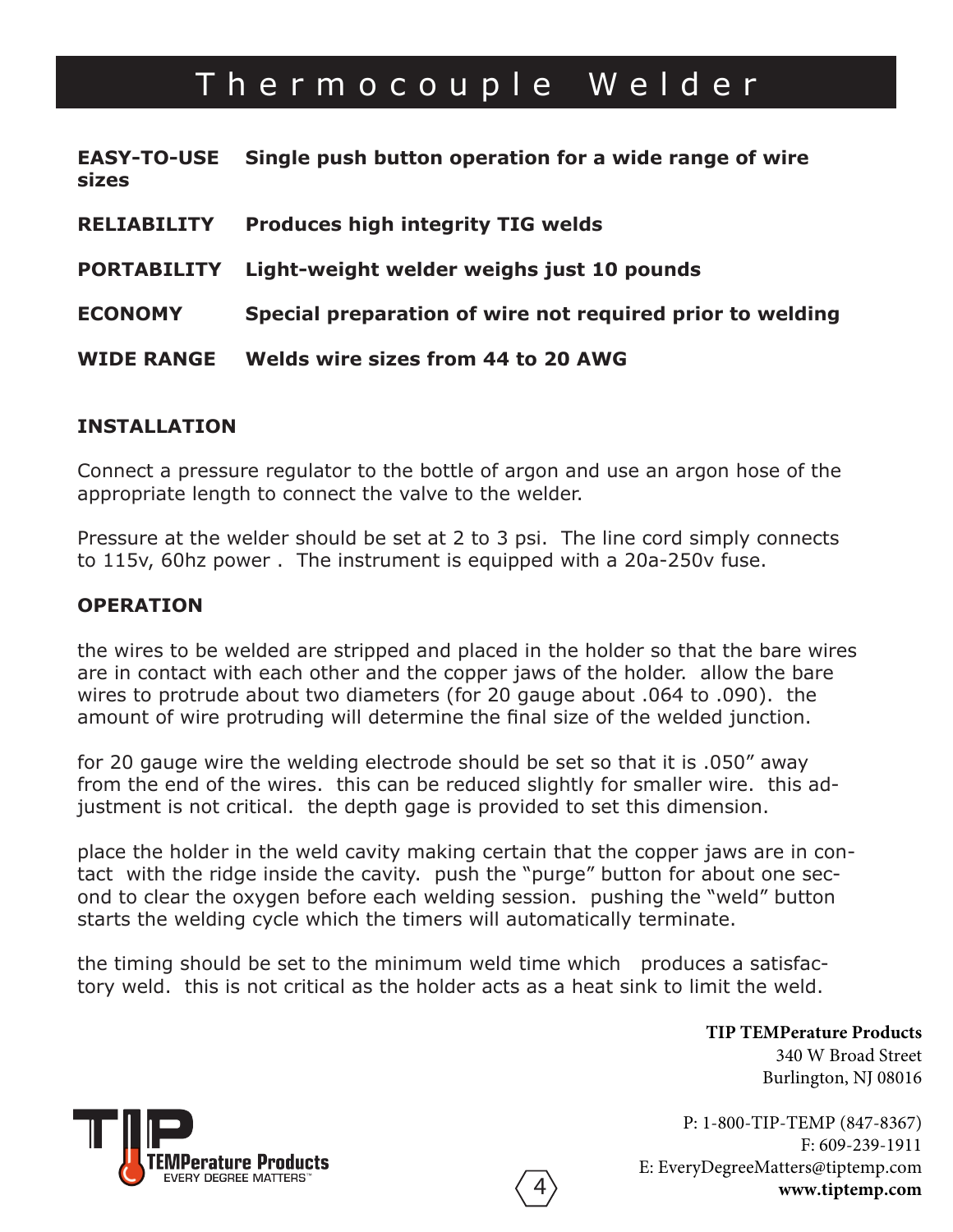# Thermocouple Welder

| | |
|---|---|
| **EASY-TO-USE sizes** | **Single push button operation for a wide range of wire** |
| **RELIABILITY** | **Produces high integrity TIG welds** |
| **PORTABILITY** | **Light-weight welder weighs just 10 pounds** |
| **ECONOMY** | **Special preparation of wire not required prior to welding** |
| **WIDE RANGE** | **Welds wire sizes from 44 to 20 AWG** |

**INSTALLATION**

Connect a pressure regulator to the bottle of argon and use an argon hose of the appropriate length to connect the valve to the welder.

Pressure at the welder should be set at 2 to 3 psi. The line cord simply connects to 115v, 60hz power . The instrument is equipped with a 20a-250v fuse.

**OPERATION**

the wires to be welded are stripped and placed in the holder so that the bare wires are in contact with each other and the copper jaws of the holder. allow the bare wires to protrude about two diameters (for 20 gauge about .064 to .090). the amount of wire protruding will determine the final size of the welded junction.

for 20 gauge wire the welding electrode should be set so that it is .050" away from the end of the wires. this can be reduced slightly for smaller wire. this adjustment is not critical. the depth gage is provided to set this dimension.

place the holder in the weld cavity making certain that the copper jaws are in contact with the ridge inside the cavity. push the "purge" button for about one second to clear the oxygen before each welding session. pushing the "weld" button starts the welding cycle which the timers will automatically terminate.

the timing should be set to the minimum weld time which produces a satisfactory weld. this is not critical as the holder acts as a heat sink to limit the weld.

**TIP TEMPerature Products**
340 W Broad Street
Burlington, NJ 08016

P: 1-800-TIP-TEMP (847-8367)
F: 609-239-1911
E: EveryDegreeMatters@tiptemp.com
**www.tiptemp.com**

TIP TEMPerature Products
EVERY DEGREE MATTERS™